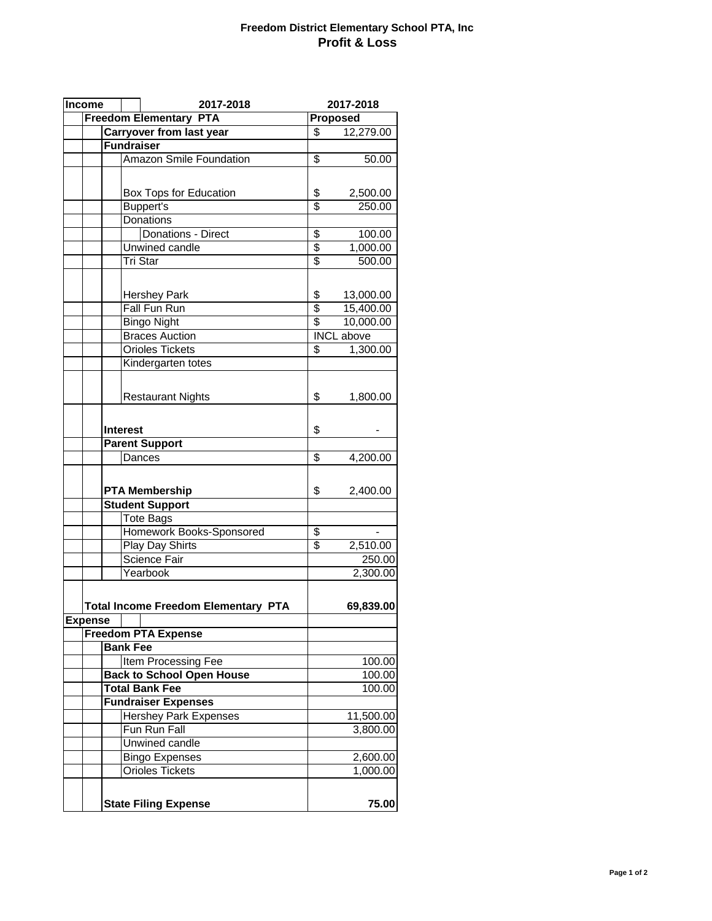**Freedom District Elementary School PTA, Inc**

**Profit & Loss**

| Income | | | | 2017-2018 | 2017-2018 |
|---|---|---|---|---|---|
| | **Freedom Elementary PTA** | | | | **Proposed** |
| | | **Carryover from last year** | | | $ 12,279.00 |
| | | **Fundraiser** | | | |
| | | | Amazon Smile Foundation | | $ 50.00 |
| | | | Box Tops for Education | | $ 2,500.00 |
| | | | Buppert's | | $ 250.00 |
| | | | Donations | | |
| | | | | Donations - Direct | $ 100.00 |
| | | | Unwined candle | | $ 1,000.00 |
| | | | Tri Star | | $ 500.00 |
| | | | Hershey Park | | $ 13,000.00 |
| | | | Fall Fun Run | | $ 15,400.00 |
| | | | Bingo Night | | $ 10,000.00 |
| | | | Braces Auction | | INCL above |
| | | | Orioles Tickets | | $ 1,300.00 |
| | | | Kindergarten totes | | |
| | | | Restaurant Nights | | $ 1,800.00 |
| | | **Interest** | | | $ - |
| | | **Parent Support** | | | |
| | | | Dances | | $ 4,200.00 |
| | | **PTA Membership** | | | $ 2,400.00 |
| | | **Student Support** | | | |
| | | | Tote Bags | | |
| | | | Homework Books-Sponsored | | $ - |
| | | | Play Day Shirts | | $ 2,510.00 |
| | | | Science Fair | | 250.00 |
| | | | Yearbook | | 2,300.00 |
| | **Total Income Freedom Elementary PTA** | | | | **69,839.00** |
| **Expense** | | | | | |
| | **Freedom PTA Expense** | | | | |
| | | **Bank Fee** | | | |
| | | | Item Processing Fee | | 100.00 |
| | | **Back to School Open House** | | | 100.00 |
| | | **Total Bank Fee** | | | 100.00 |
| | | **Fundraiser Expenses** | | | |
| | | | Hershey Park Expenses | | 11,500.00 |
| | | | Fun Run Fall | | 3,800.00 |
| | | | Unwined candle | | |
| | | | Bingo Expenses | | 2,600.00 |
| | | | Orioles Tickets | | 1,000.00 |
| | | **State Filing Expense** | | | **75.00** |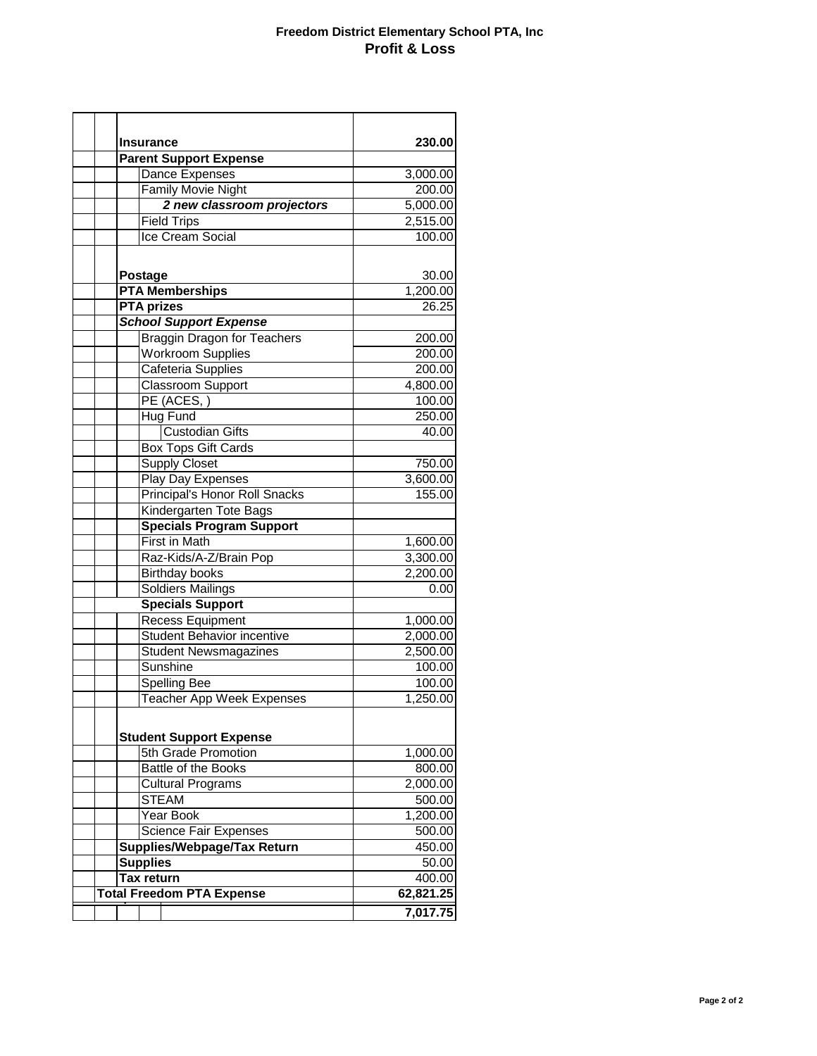# Freedom District Elementary School PTA, Inc

## Profit & Loss

| | |
|---|---|
| **Insurance** | **230.00** |
| **Parent Support Expense** | |
| Dance Expenses | 3,000.00 |
| Family Movie Night | 200.00 |
| ***2 new classroom projectors*** | 5,000.00 |
| Field Trips | 2,515.00 |
| Ice Cream Social | 100.00 |
| **Postage** | 30.00 |
| **PTA Memberships** | 1,200.00 |
| **PTA prizes** | 26.25 |
| ***School Support Expense*** | |
| Braggin Dragon for Teachers | 200.00 |
| Workroom Supplies | 200.00 |
| Cafeteria Supplies | 200.00 |
| Classroom Support | 4,800.00 |
| PE (ACES, ) | 100.00 |
| Hug Fund | 250.00 |
| Custodian Gifts | 40.00 |
| Box Tops Gift Cards | |
| Supply Closet | 750.00 |
| Play Day Expenses | 3,600.00 |
| Principal's Honor Roll Snacks | 155.00 |
| Kindergarten Tote Bags | |
| **Specials Program Support** | |
| First in Math | 1,600.00 |
| Raz-Kids/A-Z/Brain Pop | 3,300.00 |
| Birthday books | 2,200.00 |
| Soldiers Mailings | 0.00 |
| **Specials Support** | |
| Recess Equipment | 1,000.00 |
| Student Behavior incentive | 2,000.00 |
| Student Newsmagazines | 2,500.00 |
| Sunshine | 100.00 |
| Spelling Bee | 100.00 |
| Teacher App Week Expenses | 1,250.00 |
| **Student Support Expense** | |
| 5th Grade Promotion | 1,000.00 |
| Battle of the Books | 800.00 |
| Cultural Programs | 2,000.00 |
| STEAM | 500.00 |
| Year Book | 1,200.00 |
| Science Fair Expenses | 500.00 |
| **Supplies/Webpage/Tax Return** | 450.00 |
| **Supplies** | 50.00 |
| **Tax return** | 400.00 |
| **Total Freedom PTA Expense** | **62,821.25** |
| | **7,017.75** |